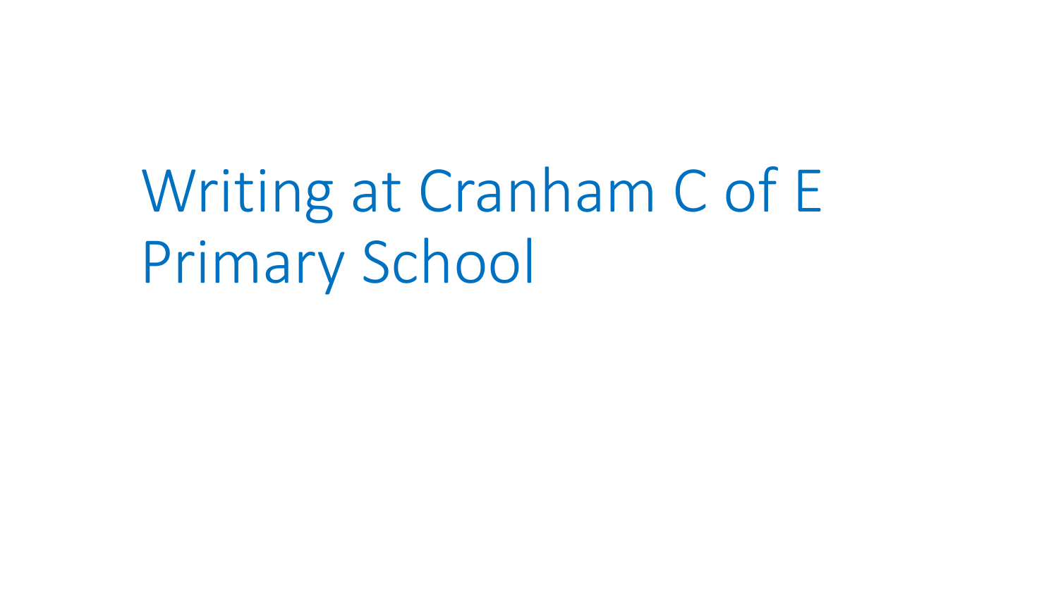# Writing at Cranham C of E Primary School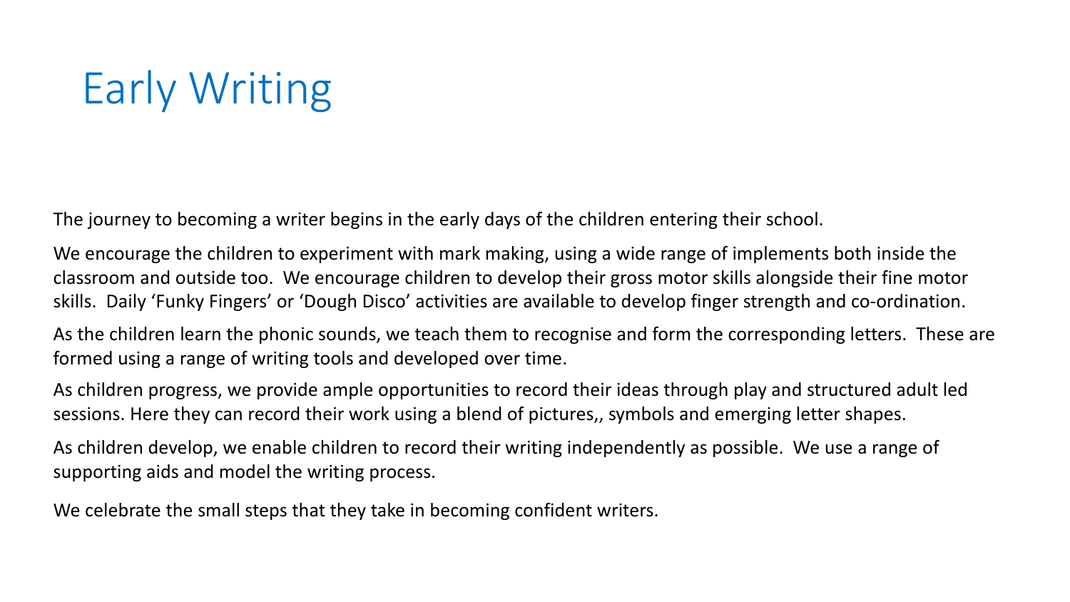# Early Writing

The journey to becoming a writer begins in the early days of the children entering their school.

We encourage the children to experiment with mark making, using a wide range of implements both inside the classroom and outside too. We encourage children to develop their gross motor skills alongside their fine motor skills. Daily 'Funky Fingers' or 'Dough Disco' activities are available to develop finger strength and co-ordination.

As the children learn the phonic sounds, we teach them to recognise and form the corresponding letters. These are formed using a range of writing tools and developed over time.

As children progress, we provide ample opportunities to record their ideas through play and structured adult led sessions. Here they can record their work using a blend of pictures,, symbols and emerging letter shapes.

As children develop, we enable children to record their writing independently as possible. We use a range of supporting aids and model the writing process.

We celebrate the small steps that they take in becoming confident writers.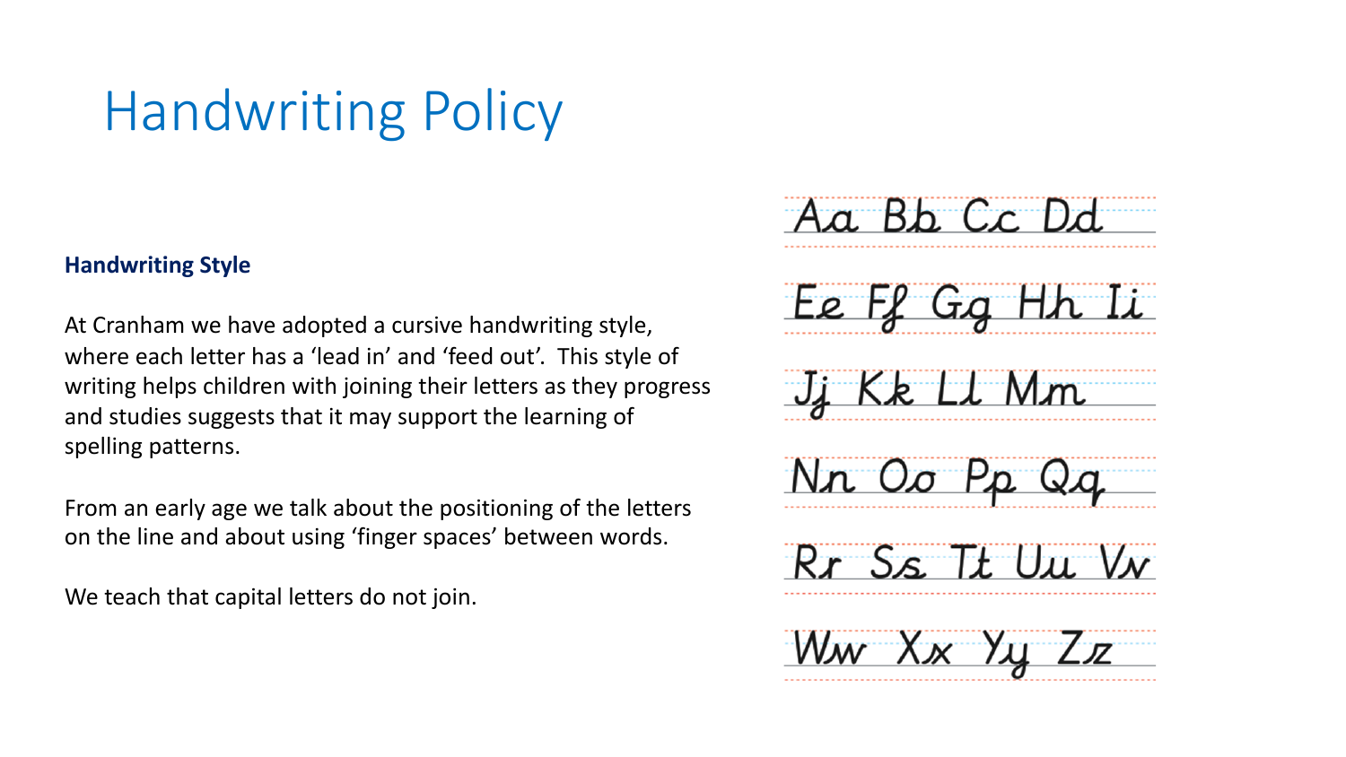# Handwriting Policy

**Handwriting Style**

At Cranham we have adopted a cursive handwriting style, where each letter has a 'lead in' and 'feed out'. This style of writing helps children with joining their letters as they progress and studies suggests that it may support the learning of spelling patterns.

From an early age we talk about the positioning of the letters on the line and about using 'finger spaces' between words.

We teach that capital letters do not join.

Aa Bb Cc Dd

Ee Ff Gg Hh Ii

Jj Kk Ll Mm

Nn Oo Pp Qq

Rr Ss Tt Uu Vv

Ww Xx Yy Zz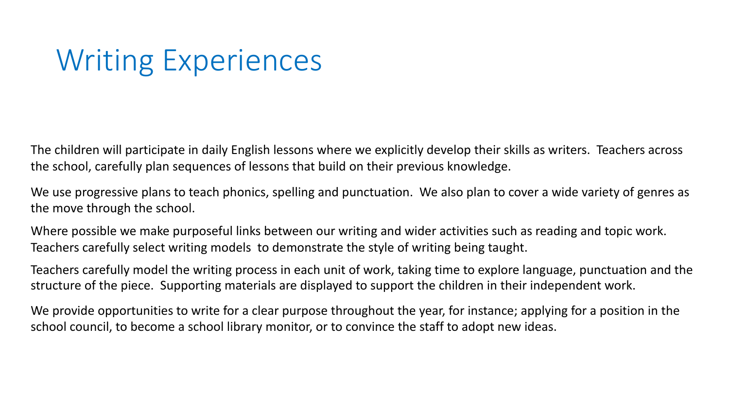# Writing Experiences

The children will participate in daily English lessons where we explicitly develop their skills as writers. Teachers across the school, carefully plan sequences of lessons that build on their previous knowledge.

We use progressive plans to teach phonics, spelling and punctuation. We also plan to cover a wide variety of genres as the move through the school.

Where possible we make purposeful links between our writing and wider activities such as reading and topic work. Teachers carefully select writing models to demonstrate the style of writing being taught.

Teachers carefully model the writing process in each unit of work, taking time to explore language, punctuation and the structure of the piece. Supporting materials are displayed to support the children in their independent work.

We provide opportunities to write for a clear purpose throughout the year, for instance; applying for a position in the school council, to become a school library monitor, or to convince the staff to adopt new ideas.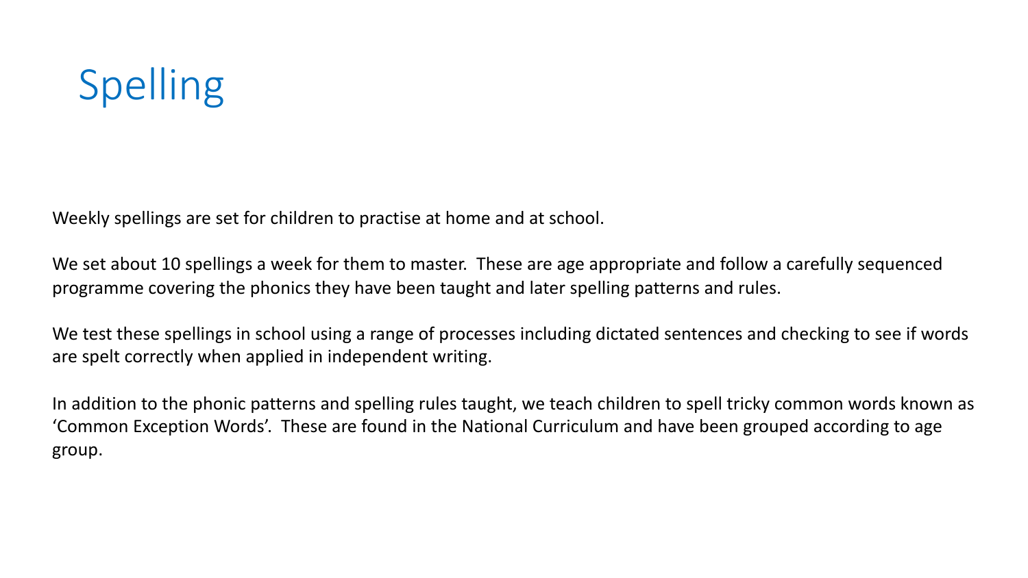# Spelling

Weekly spellings are set for children to practise at home and at school.

We set about 10 spellings a week for them to master. These are age appropriate and follow a carefully sequenced programme covering the phonics they have been taught and later spelling patterns and rules.

We test these spellings in school using a range of processes including dictated sentences and checking to see if words are spelt correctly when applied in independent writing.

In addition to the phonic patterns and spelling rules taught, we teach children to spell tricky common words known as 'Common Exception Words'. These are found in the National Curriculum and have been grouped according to age group.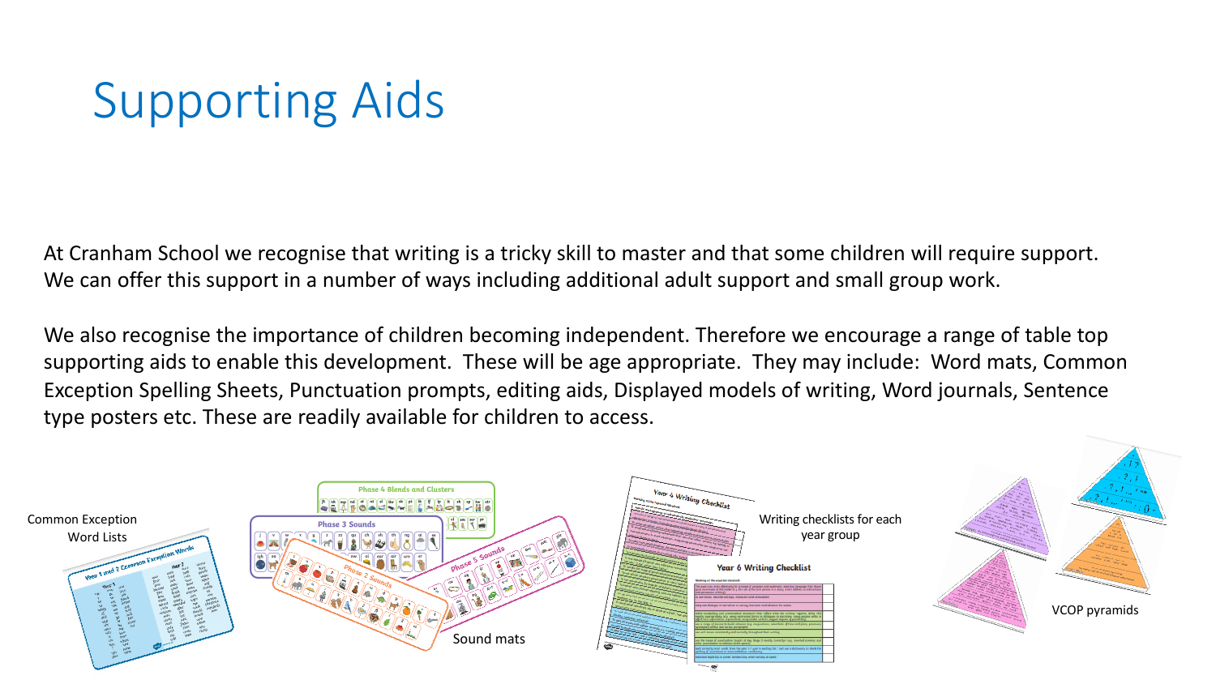# Supporting Aids

At Cranham School we recognise that writing is a tricky skill to master and that some children will require support. We can offer this support in a number of ways including additional adult support and small group work.

We also recognise the importance of children becoming independent. Therefore we encourage a range of table top supporting aids to enable this development. These will be age appropriate. They may include: Word mats, Common Exception Spelling Sheets, Punctuation prompts, editing aids, Displayed models of writing, Word journals, Sentence type posters etc. These are readily available for children to access.

Common Exception Word Lists

Sound mats

Writing checklists for each year group

VCOP pyramids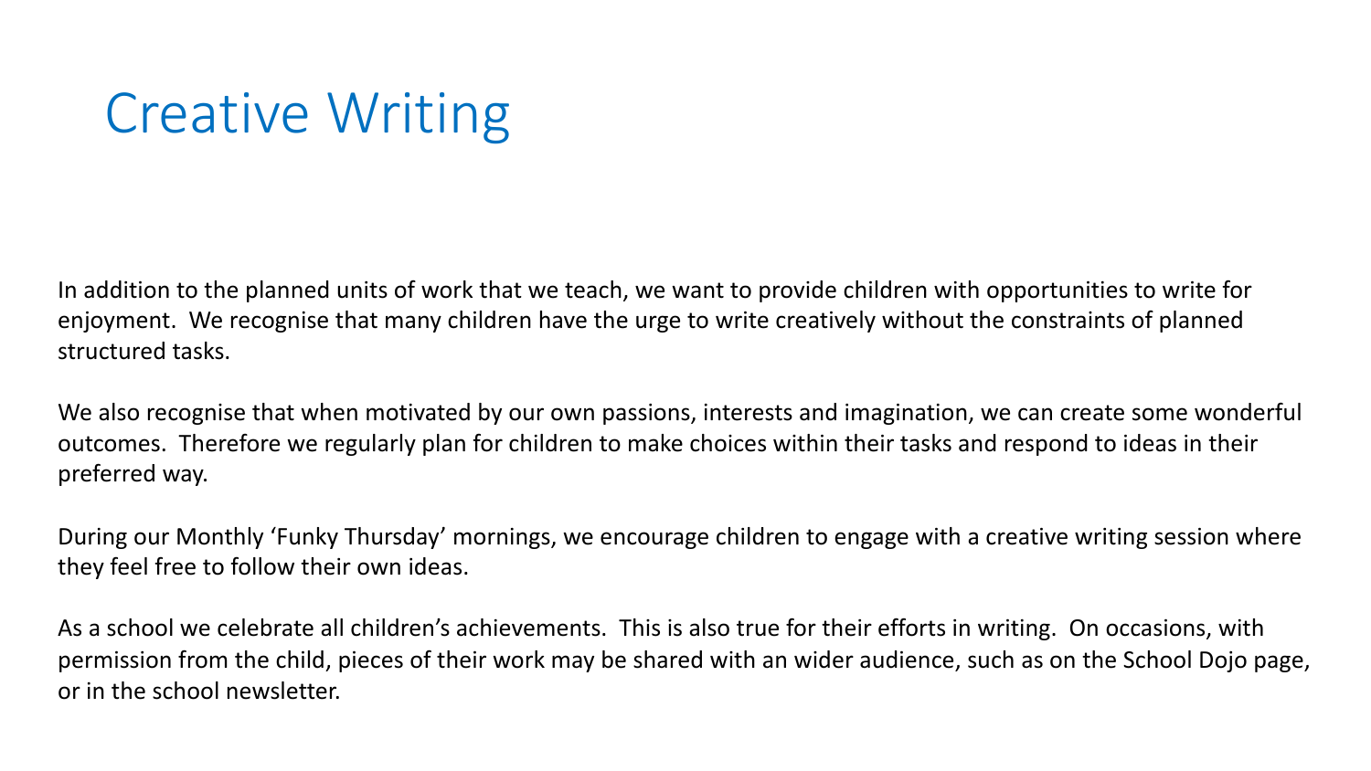# Creative Writing

In addition to the planned units of work that we teach, we want to provide children with opportunities to write for enjoyment. We recognise that many children have the urge to write creatively without the constraints of planned structured tasks.

We also recognise that when motivated by our own passions, interests and imagination, we can create some wonderful outcomes. Therefore we regularly plan for children to make choices within their tasks and respond to ideas in their preferred way.

During our Monthly 'Funky Thursday' mornings, we encourage children to engage with a creative writing session where they feel free to follow their own ideas.

As a school we celebrate all children's achievements. This is also true for their efforts in writing. On occasions, with permission from the child, pieces of their work may be shared with an wider audience, such as on the School Dojo page, or in the school newsletter.